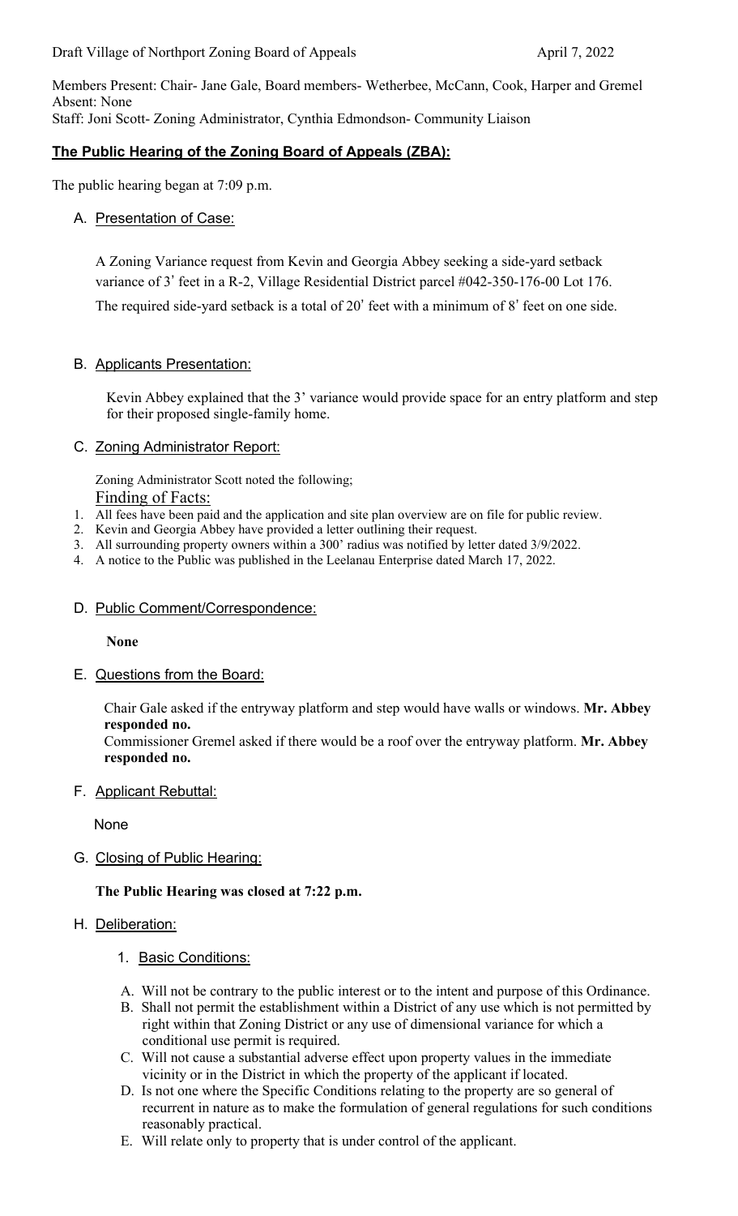Draft Village of Northport Zoning Board of Appeals April 7, 2022

Members Present: Chair- Jane Gale, Board members- Wetherbee, McCann, Cook, Harper and Gremel
Absent: None
Staff: Joni Scott- Zoning Administrator, Cynthia Edmondson- Community Liaison

## **The Public Hearing of the Zoning Board of Appeals (ZBA):**

The public hearing began at 7:09 p.m.

### A. Presentation of Case:

A Zoning Variance request from Kevin and Georgia Abbey seeking a side-yard setback variance of 3' feet in a R-2, Village Residential District parcel #042-350-176-00 Lot 176.

The required side-yard setback is a total of 20' feet with a minimum of 8' feet on one side.

### B. Applicants Presentation:

Kevin Abbey explained that the 3' variance would provide space for an entry platform and step for their proposed single-family home.

### C. Zoning Administrator Report:

Zoning Administrator Scott noted the following;

Finding of Facts:

1. All fees have been paid and the application and site plan overview are on file for public review.
2. Kevin and Georgia Abbey have provided a letter outlining their request.
3. All surrounding property owners within a 300' radius was notified by letter dated 3/9/2022.
4. A notice to the Public was published in the Leelanau Enterprise dated March 17, 2022.

### D. Public Comment/Correspondence:

**None**

### E. Questions from the Board:

Chair Gale asked if the entryway platform and step would have walls or windows. **Mr. Abbey responded no.**

Commissioner Gremel asked if there would be a roof over the entryway platform. **Mr. Abbey responded no.**

### F. Applicant Rebuttal:

None

### G. Closing of Public Hearing:

**The Public Hearing was closed at 7:22 p.m.**

### H. Deliberation:

1. Basic Conditions:

A. Will not be contrary to the public interest or to the intent and purpose of this Ordinance.
B. Shall not permit the establishment within a District of any use which is not permitted by right within that Zoning District or any use of dimensional variance for which a conditional use permit is required.
C. Will not cause a substantial adverse effect upon property values in the immediate vicinity or in the District in which the property of the applicant if located.
D. Is not one where the Specific Conditions relating to the property are so general of recurrent in nature as to make the formulation of general regulations for such conditions reasonably practical.
E. Will relate only to property that is under control of the applicant.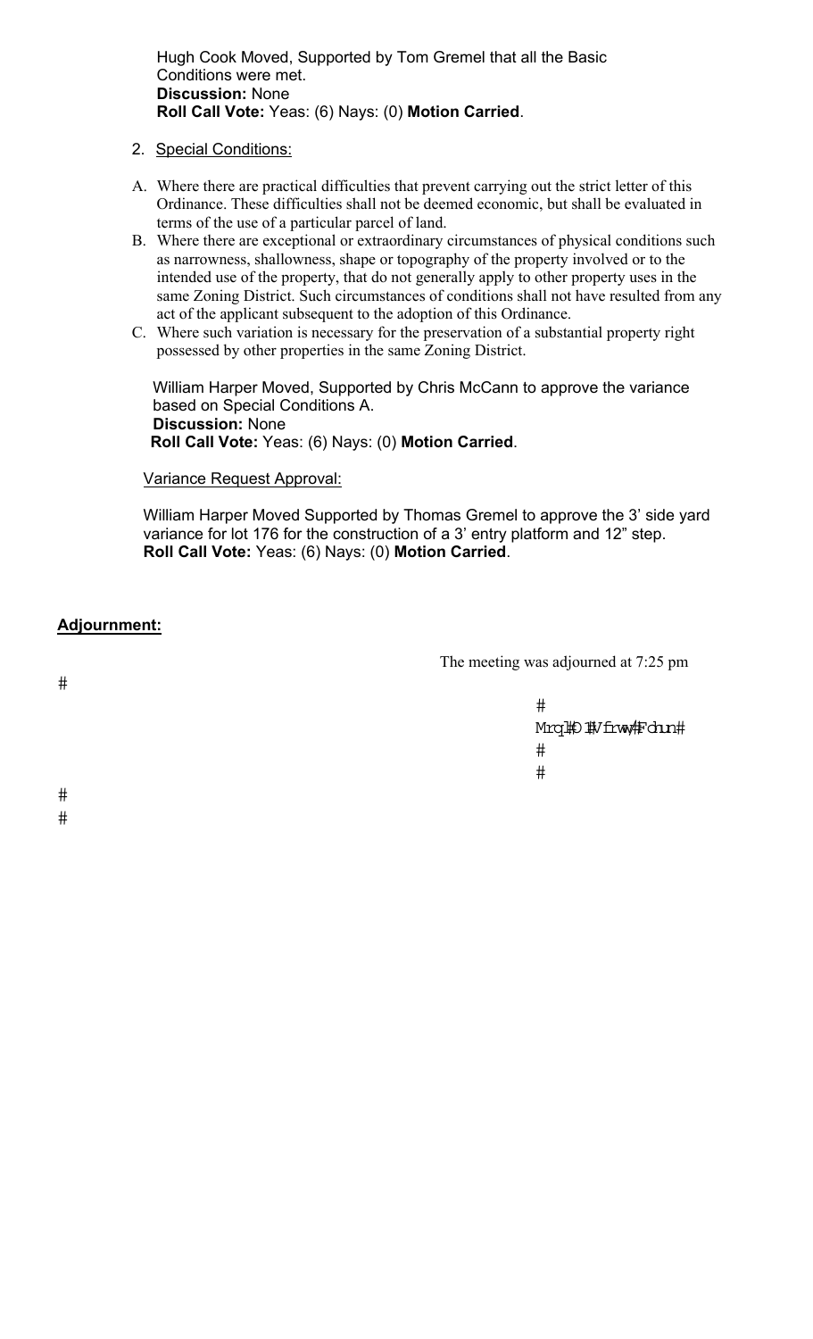Hugh Cook Moved, Supported by Tom Gremel that all the Basic Conditions were met.
**Discussion:** None
**Roll Call Vote:** Yeas: (6) Nays: (0) **Motion Carried**.

2. Special Conditions:

A. Where there are practical difficulties that prevent carrying out the strict letter of this Ordinance. These difficulties shall not be deemed economic, but shall be evaluated in terms of the use of a particular parcel of land.
B. Where there are exceptional or extraordinary circumstances of physical conditions such as narrowness, shallowness, shape or topography of the property involved or to the intended use of the property, that do not generally apply to other property uses in the same Zoning District. Such circumstances of conditions shall not have resulted from any act of the applicant subsequent to the adoption of this Ordinance.
C. Where such variation is necessary for the preservation of a substantial property right possessed by other properties in the same Zoning District.

William Harper Moved, Supported by Chris McCann to approve the variance based on Special Conditions A.
**Discussion:** None
**Roll Call Vote:** Yeas: (6) Nays: (0) **Motion Carried**.

Variance Request Approval:

William Harper Moved Supported by Thomas Gremel to approve the 3' side yard variance for lot 176 for the construction of a 3' entry platform and 12" step.
**Roll Call Vote:** Yeas: (6) Nays: (0) **Motion Carried**.

**Adjournment:**

The meeting was adjourned at 7:25 pm

#

#
Mrql#D1#Vfrwy#Fdun#
#
#

#
#